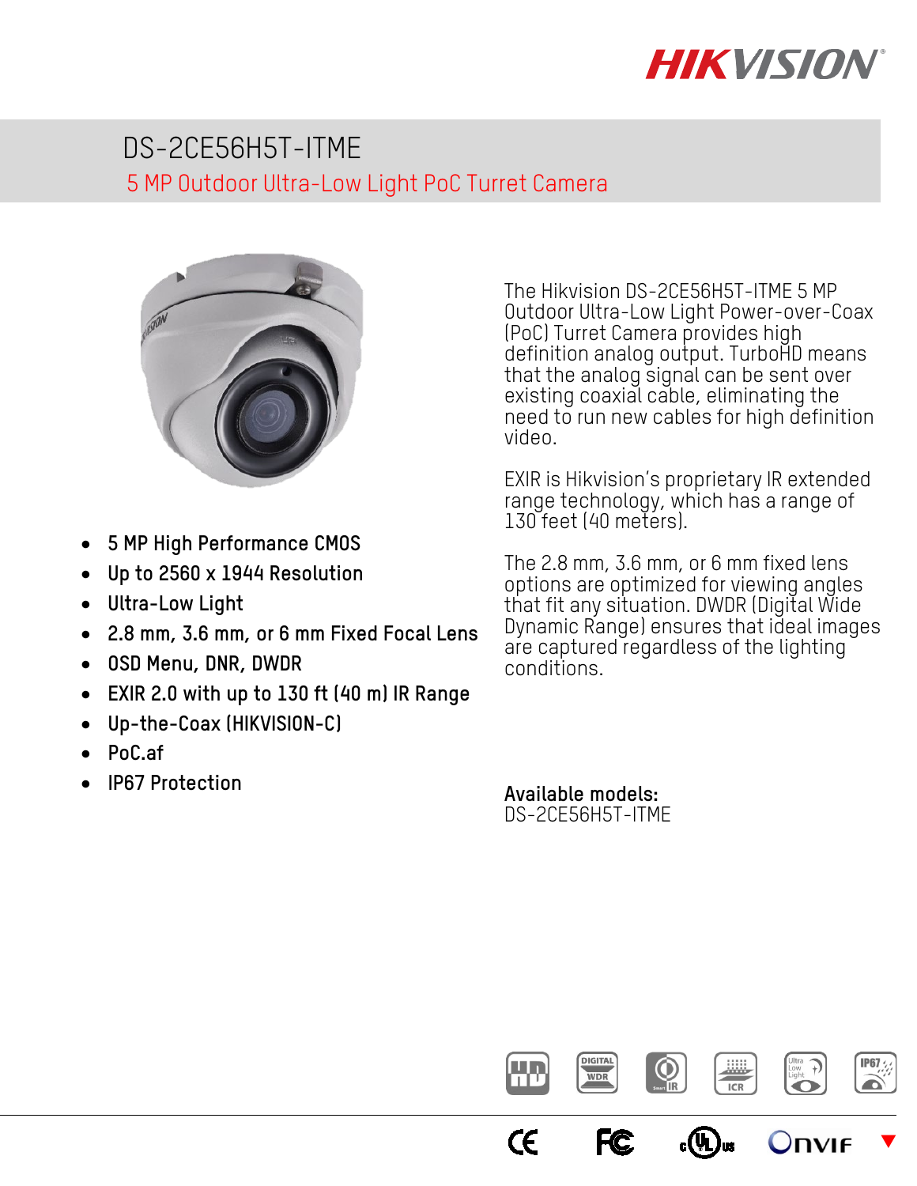# DS-2CE56H5T-ITME

## 5 MP Outdoor Ultra-Low Light PoC Turret Camera

- 5 MP High Performance CMOS
- Up to 2560 x 1944 Resolution
- Ultra-Low Light
- 2.8 mm, 3.6 mm, or 6 mm Fixed Focal Lens
- OSD Menu, DNR, DWDR
- EXIR 2.0 with up to 130 ft (40 m) IR Range
- Up-the-Coax (HIKVISION-C)
- PoC.af
- IP67 Protection

The Hikvision DS-2CE56H5T-ITME 5 MP Outdoor Ultra-Low Light Power-over-Coax (PoC) Turret Camera provides high definition analog output. TurboHD means that the analog signal can be sent over existing coaxial cable, eliminating the need to run new cables for high definition video.

EXIR is Hikvision's proprietary IR extended range technology, which has a range of 130 feet (40 meters).

The 2.8 mm, 3.6 mm, or 6 mm fixed lens options are optimized for viewing angles that fit any situation. DWDR (Digital Wide Dynamic Range) ensures that ideal images are captured regardless of the lighting conditions.

**Available models:**
DS-2CE56H5T-ITME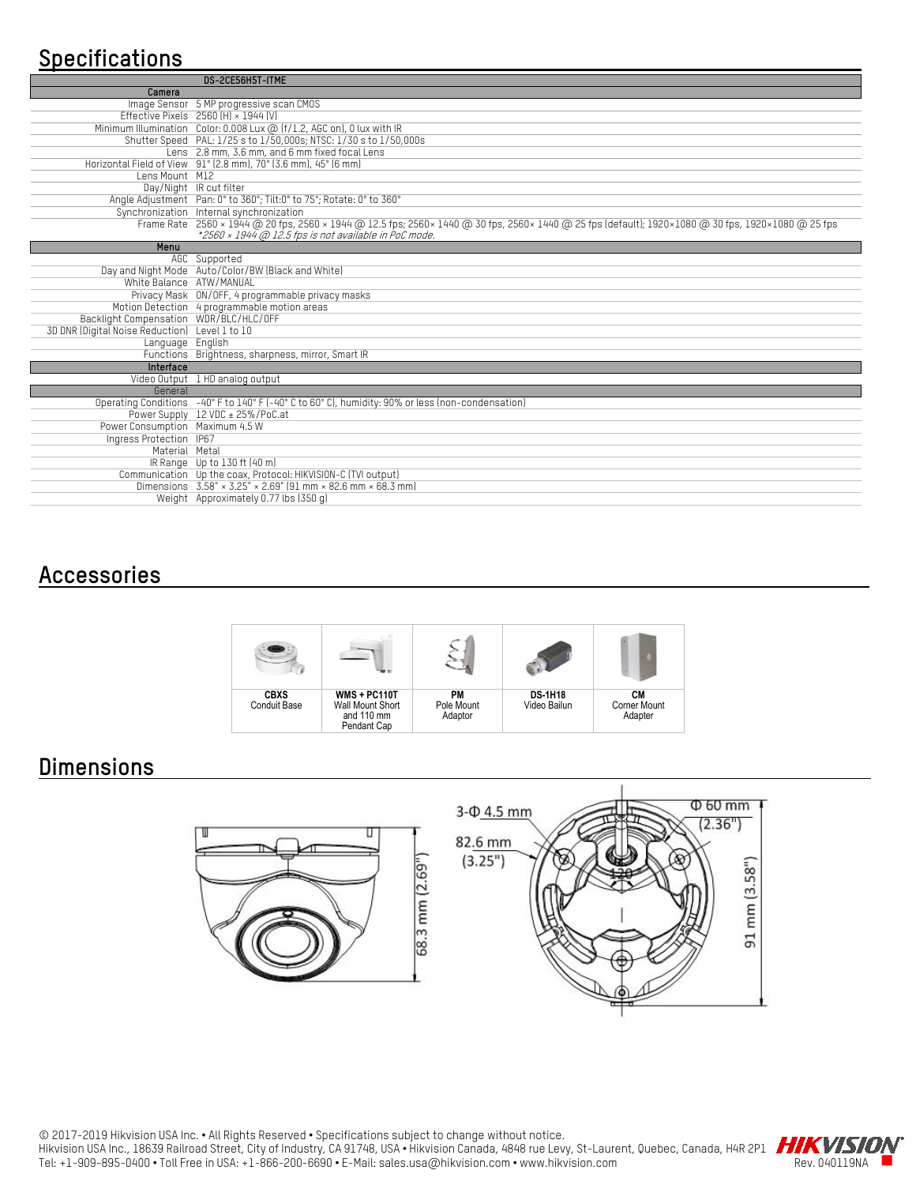## Specifications

| | DS-2CE56H5T-ITME |
|---|---|
| **Camera** | |
| Image Sensor | 5 MP progressive scan CMOS |
| Effective Pixels | 2560 (H) × 1944 (V) |
| Minimum Illumination | Color: 0.008 Lux @ (f/1.2, AGC on), 0 lux with IR |
| Shutter Speed | PAL: 1/25 s to 1/50,000s; NTSC: 1/30 s to 1/50,000s |
| Lens | 2.8 mm, 3.6 mm, and 6 mm fixed focal Lens |
| Horizontal Field of View | 91° (2.8 mm), 70° (3.6 mm), 45° (6 mm) |
| Lens Mount | M12 |
| Day/Night | IR cut filter |
| Angle Adjustment | Pan: 0° to 360°; Tilt:0° to 75°; Rotate: 0° to 360° |
| Synchronization | Internal synchronization |
| Frame Rate | 2560 × 1944 @ 20 fps, 2560 × 1944 @ 12.5 fps; 2560× 1440 @ 30 fps, 2560× 1440 @ 25 fps (default); 1920×1080 @ 30 fps, 1920×1080 @ 25 fps *\*2560 × 1944 @ 12.5 fps is not available in PoC mode.* |
| **Menu** | |
| AGC | Supported |
| Day and Night Mode | Auto/Color/BW (Black and White) |
| White Balance | ATW/MANUAL |
| Privacy Mask | ON/OFF, 4 programmable privacy masks |
| Motion Detection | 4 programmable motion areas |
| Backlight Compensation | WDR/BLC/HLC/OFF |
| 3D DNR (Digital Noise Reduction) | Level 1 to 10 |
| Language | English |
| Functions | Brightness, sharpness, mirror, Smart IR |
| **Interface** | |
| Video Output | 1 HD analog output |
| **General** | |
| Operating Conditions | -40° F to 140° F (-40° C to 60° C), humidity: 90% or less (non-condensation) |
| Power Supply | 12 VDC ± 25%/PoC.at |
| Power Consumption | Maximum 4.5 W |
| Ingress Protection | IP67 |
| Material | Metal |
| IR Range | Up to 130 ft (40 m) |
| Communication | Up the coax, Protocol: HIKVISION-C (TVI output) |
| Dimensions | 3.58" × 3.25" × 2.69" (91 mm × 82.6 mm × 68.3 mm) |
| Weight | Approximately 0.77 lbs (350 g) |

## Accessories

| | | | | |
|---|---|---|---|---|
| **CBXS** Conduit Base | **WMS + PC110T** Wall Mount Short and 110 mm Pendant Cap | **PM** Pole Mount Adaptor | **DS-1H18** Video Bailun | **CM** Corner Mount Adapter |

## Dimensions

68.3 mm (2.69")

3-Φ 4.5 mm

82.6 mm (3.25")

Φ 60 mm (2.36")

120°

91 mm (3.58")

© 2017-2019 Hikvision USA Inc. • All Rights Reserved • Specifications subject to change without notice.
Hikvision USA Inc., 18639 Railroad Street, City of Industry, CA 91748, USA • Hikvision Canada, 4848 rue Levy, St-Laurent, Quebec, Canada, H4R 2P1
Tel: +1-909-895-0400 • Toll Free in USA: +1-866-200-6690 • E-Mail: sales.usa@hikvision.com • www.hikvision.com

HIKVISION

Rev. 040119NA